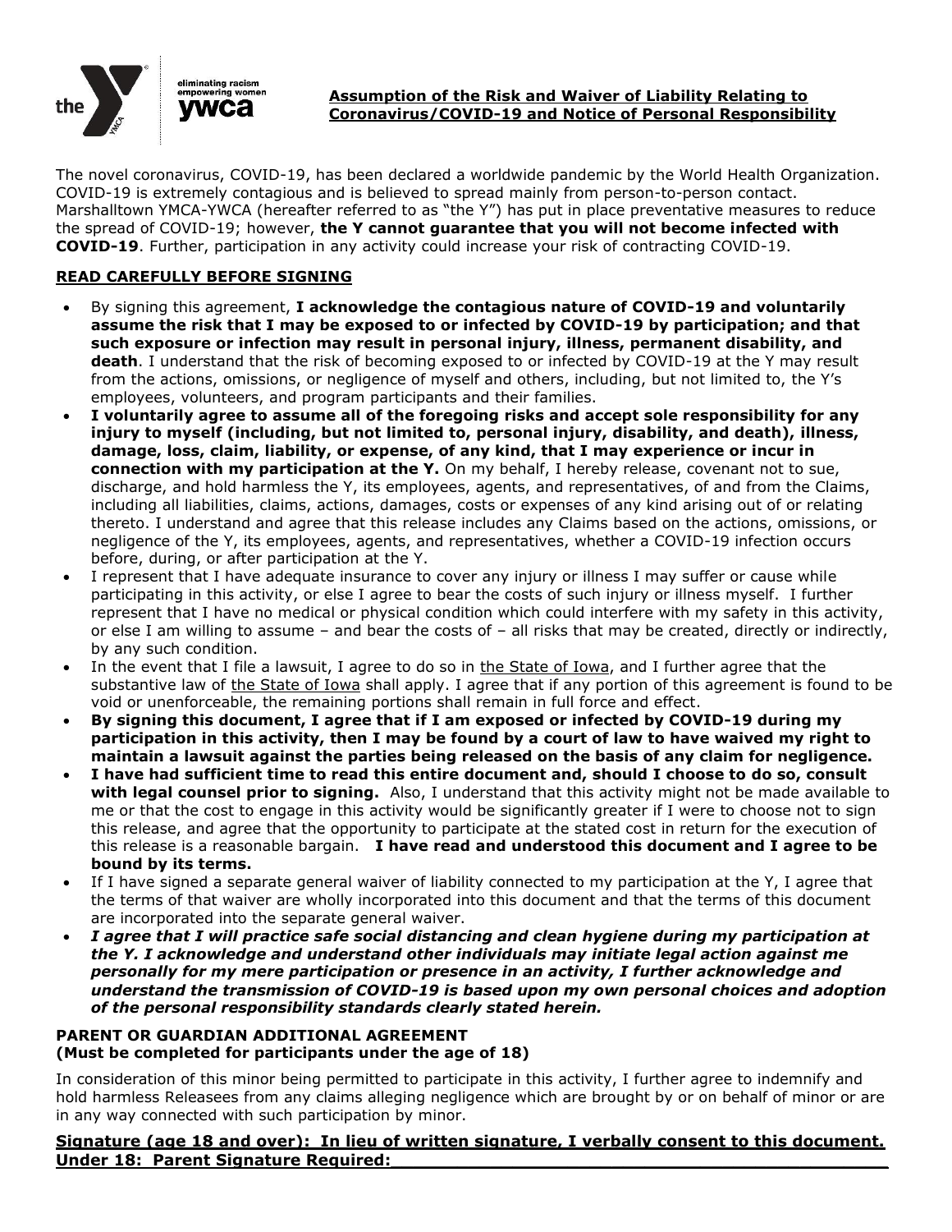the YMCA | eliminating racism empowering women ywca

## Assumption of the Risk and Waiver of Liability Relating to Coronavirus/COVID-19 and Notice of Personal Responsibility

The novel coronavirus, COVID-19, has been declared a worldwide pandemic by the World Health Organization. COVID-19 is extremely contagious and is believed to spread mainly from person-to-person contact. Marshalltown YMCA-YWCA (hereafter referred to as "the Y") has put in place preventative measures to reduce the spread of COVID-19; however, **the Y cannot guarantee that you will not become infected with COVID-19**. Further, participation in any activity could increase your risk of contracting COVID-19.

### READ CAREFULLY BEFORE SIGNING

- By signing this agreement, **I acknowledge the contagious nature of COVID-19 and voluntarily assume the risk that I may be exposed to or infected by COVID-19 by participation; and that such exposure or infection may result in personal injury, illness, permanent disability, and death**. I understand that the risk of becoming exposed to or infected by COVID-19 at the Y may result from the actions, omissions, or negligence of myself and others, including, but not limited to, the Y's employees, volunteers, and program participants and their families.
- **I voluntarily agree to assume all of the foregoing risks and accept sole responsibility for any injury to myself (including, but not limited to, personal injury, disability, and death), illness, damage, loss, claim, liability, or expense, of any kind, that I may experience or incur in connection with my participation at the Y.** On my behalf, I hereby release, covenant not to sue, discharge, and hold harmless the Y, its employees, agents, and representatives, of and from the Claims, including all liabilities, claims, actions, damages, costs or expenses of any kind arising out of or relating thereto. I understand and agree that this release includes any Claims based on the actions, omissions, or negligence of the Y, its employees, agents, and representatives, whether a COVID-19 infection occurs before, during, or after participation at the Y.
- I represent that I have adequate insurance to cover any injury or illness I may suffer or cause while participating in this activity, or else I agree to bear the costs of such injury or illness myself. I further represent that I have no medical or physical condition which could interfere with my safety in this activity, or else I am willing to assume – and bear the costs of – all risks that may be created, directly or indirectly, by any such condition.
- In the event that I file a lawsuit, I agree to do so in <u>the State of Iowa</u>, and I further agree that the substantive law of <u>the State of Iowa</u> shall apply. I agree that if any portion of this agreement is found to be void or unenforceable, the remaining portions shall remain in full force and effect.
- **By signing this document, I agree that if I am exposed or infected by COVID-19 during my participation in this activity, then I may be found by a court of law to have waived my right to maintain a lawsuit against the parties being released on the basis of any claim for negligence.**
- **I have had sufficient time to read this entire document and, should I choose to do so, consult with legal counsel prior to signing.** Also, I understand that this activity might not be made available to me or that the cost to engage in this activity would be significantly greater if I were to choose not to sign this release, and agree that the opportunity to participate at the stated cost in return for the execution of this release is a reasonable bargain. **I have read and understood this document and I agree to be bound by its terms.**
- If I have signed a separate general waiver of liability connected to my participation at the Y, I agree that the terms of that waiver are wholly incorporated into this document and that the terms of this document are incorporated into the separate general waiver.
- ***I agree that I will practice safe social distancing and clean hygiene during my participation at the Y. I acknowledge and understand other individuals may initiate legal action against me personally for my mere participation or presence in an activity, I further acknowledge and understand the transmission of COVID-19 is based upon my own personal choices and adoption of the personal responsibility standards clearly stated herein.***

**PARENT OR GUARDIAN ADDITIONAL AGREEMENT**
**(Must be completed for participants under the age of 18)**

In consideration of this minor being permitted to participate in this activity, I further agree to indemnify and hold harmless Releasees from any claims alleging negligence which are brought by or on behalf of minor or are in any way connected with such participation by minor.

**<u>Signature (age 18 and over): In lieu of written signature, I verbally consent to this document.</u>**
**<u>Under 18: Parent Signature Required:</u>** ______________________________________________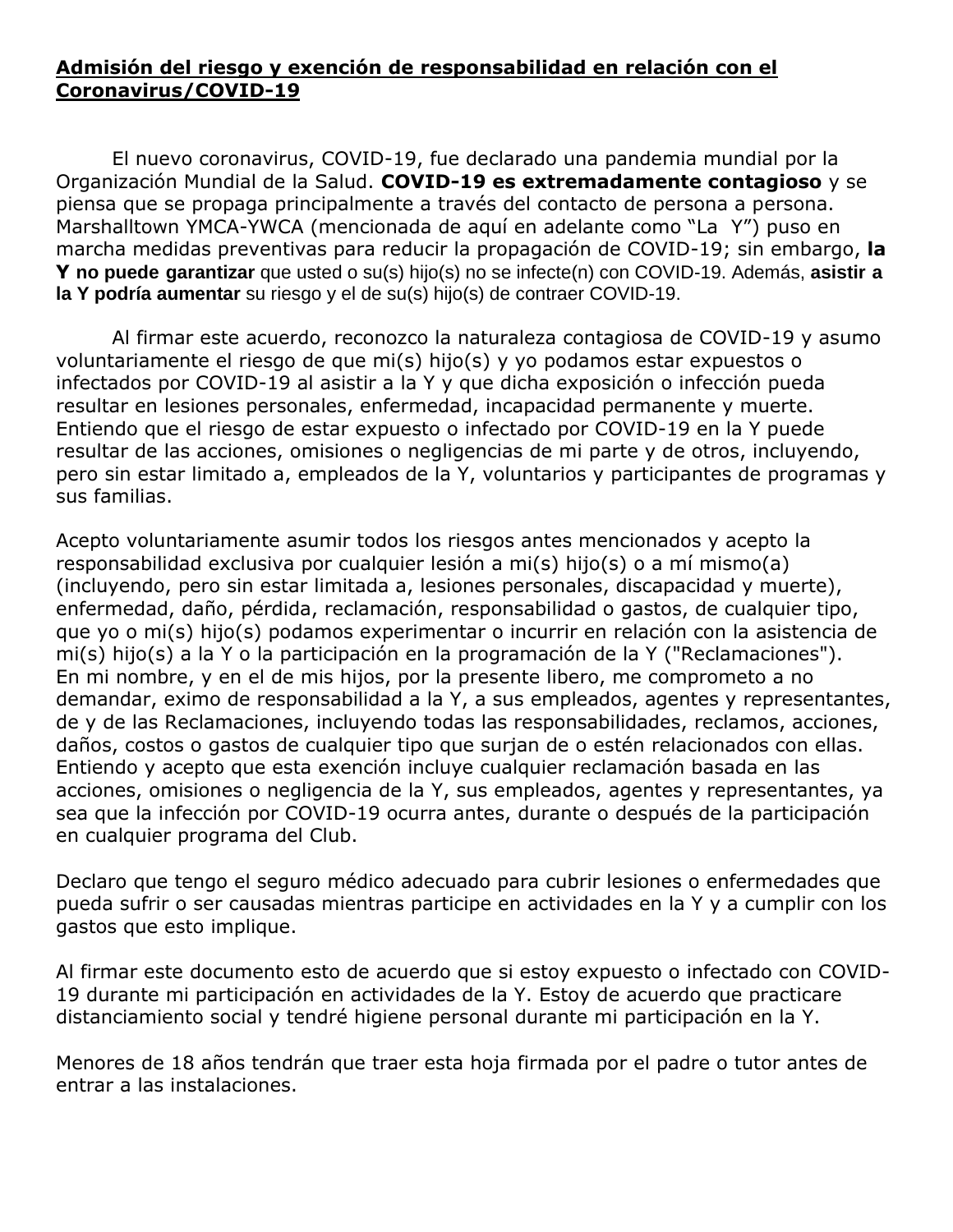**Admisión del riesgo y exención de responsabilidad en relación con el Coronavirus/COVID-19**

El nuevo coronavirus, COVID-19, fue declarado una pandemia mundial por la Organización Mundial de la Salud. **COVID-19 es extremadamente contagioso** y se piensa que se propaga principalmente a través del contacto de persona a persona. Marshalltown YMCA-YWCA (mencionada de aquí en adelante como "La Y") puso en marcha medidas preventivas para reducir la propagación de COVID-19; sin embargo, **la Y no puede garantizar** que usted o su(s) hijo(s) no se infecte(n) con COVID-19. Además, **asistir a la Y podría aumentar** su riesgo y el de su(s) hijo(s) de contraer COVID-19.

Al firmar este acuerdo, reconozco la naturaleza contagiosa de COVID-19 y asumo voluntariamente el riesgo de que mi(s) hijo(s) y yo podamos estar expuestos o infectados por COVID-19 al asistir a la Y y que dicha exposición o infección pueda resultar en lesiones personales, enfermedad, incapacidad permanente y muerte. Entiendo que el riesgo de estar expuesto o infectado por COVID-19 en la Y puede resultar de las acciones, omisiones o negligencias de mi parte y de otros, incluyendo, pero sin estar limitado a, empleados de la Y, voluntarios y participantes de programas y sus familias.

Acepto voluntariamente asumir todos los riesgos antes mencionados y acepto la responsabilidad exclusiva por cualquier lesión a mi(s) hijo(s) o a mí mismo(a) (incluyendo, pero sin estar limitada a, lesiones personales, discapacidad y muerte), enfermedad, daño, pérdida, reclamación, responsabilidad o gastos, de cualquier tipo, que yo o mi(s) hijo(s) podamos experimentar o incurrir en relación con la asistencia de mi(s) hijo(s) a la Y o la participación en la programación de la Y ("Reclamaciones"). En mi nombre, y en el de mis hijos, por la presente libero, me comprometo a no demandar, eximo de responsabilidad a la Y, a sus empleados, agentes y representantes, de y de las Reclamaciones, incluyendo todas las responsabilidades, reclamos, acciones, daños, costos o gastos de cualquier tipo que surjan de o estén relacionados con ellas. Entiendo y acepto que esta exención incluye cualquier reclamación basada en las acciones, omisiones o negligencia de la Y, sus empleados, agentes y representantes, ya sea que la infección por COVID-19 ocurra antes, durante o después de la participación en cualquier programa del Club.

Declaro que tengo el seguro médico adecuado para cubrir lesiones o enfermedades que pueda sufrir o ser causadas mientras participe en actividades en la Y y a cumplir con los gastos que esto implique.

Al firmar este documento esto de acuerdo que si estoy expuesto o infectado con COVID-19 durante mi participación en actividades de la Y. Estoy de acuerdo que practicare distanciamiento social y tendré higiene personal durante mi participación en la Y.

Menores de 18 años tendrán que traer esta hoja firmada por el padre o tutor antes de entrar a las instalaciones.